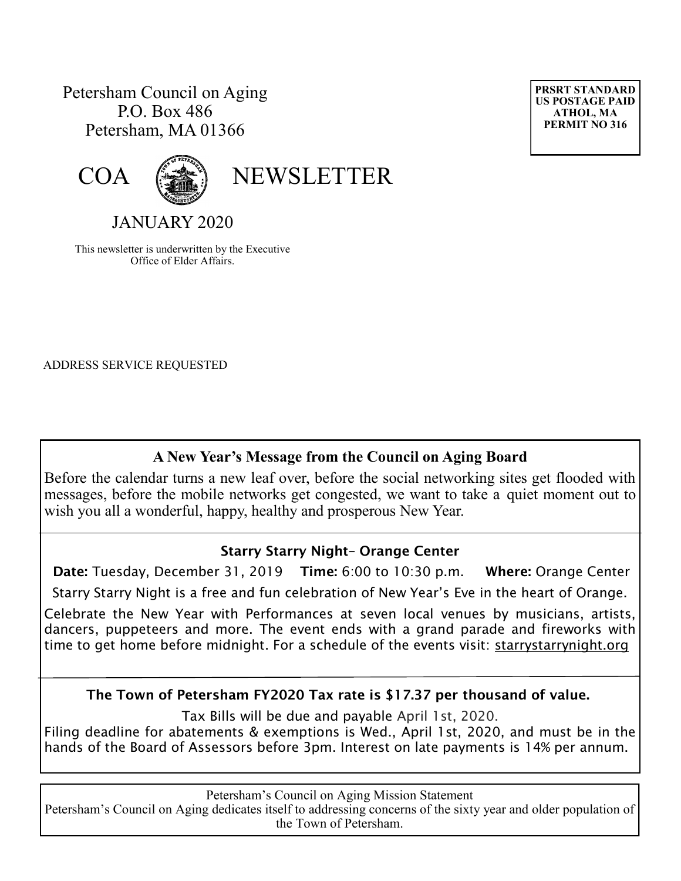Petersham Council on Aging
P.O. Box 486
Petersham, MA 01366

**PRSRT STANDARD**
**US POSTAGE PAID**
**ATHOL, MA**
**PERMIT NO 316**

# COA NEWSLETTER

## JANUARY 2020

This newsletter is underwritten by the Executive Office of Elder Affairs.

ADDRESS SERVICE REQUESTED

### A New Year's Message from the Council on Aging Board

Before the calendar turns a new leaf over, before the social networking sites get flooded with messages, before the mobile networks get congested, we want to take a quiet moment out to wish you all a wonderful, happy, healthy and prosperous New Year.

### Starry Starry Night– Orange Center

**Date:** Tuesday, December 31, 2019 **Time:** 6:00 to 10:30 p.m. **Where:** Orange Center

Starry Starry Night is a free and fun celebration of New Year's Eve in the heart of Orange.

Celebrate the New Year with Performances at seven local venues by musicians, artists, dancers, puppeteers and more. The event ends with a grand parade and fireworks with time to get home before midnight. For a schedule of the events visit: starrystarrynight.org

**The Town of Petersham FY2020 Tax rate is $17.37 per thousand of value.**

Tax Bills will be due and payable April 1st, 2020.

Filing deadline for abatements & exemptions is Wed., April 1st, 2020, and must be in the hands of the Board of Assessors before 3pm. Interest on late payments is 14% per annum.

Petersham's Council on Aging Mission Statement

Petersham's Council on Aging dedicates itself to addressing concerns of the sixty year and older population of the Town of Petersham.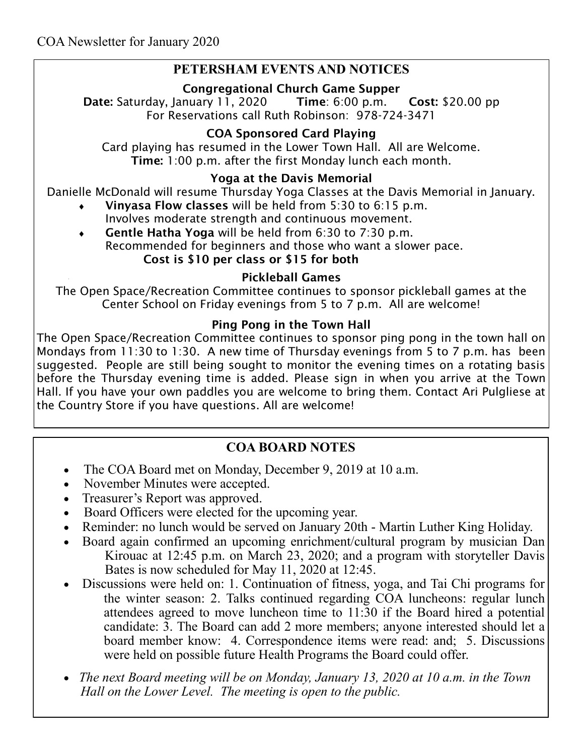COA Newsletter for January 2020

## PETERSHAM EVENTS AND NOTICES

### Congregational Church Game Supper

**Date:** Saturday, January 11, 2020 **Time**: 6:00 p.m. **Cost:** $20.00 pp
For Reservations call Ruth Robinson: 978-724-3471

### COA Sponsored Card Playing

Card playing has resumed in the Lower Town Hall. All are Welcome.
**Time:** 1:00 p.m. after the first Monday lunch each month.

### Yoga at the Davis Memorial

Danielle McDonald will resume Thursday Yoga Classes at the Davis Memorial in January.

- **Vinyasa Flow classes** will be held from 5:30 to 6:15 p.m.
  Involves moderate strength and continuous movement.
- **Gentle Hatha Yoga** will be held from 6:30 to 7:30 p.m.
  Recommended for beginners and those who want a slower pace.

**Cost is $10 per class or $15 for both**

### Pickleball Games

The Open Space/Recreation Committee continues to sponsor pickleball games at the Center School on Friday evenings from 5 to 7 p.m. All are welcome!

### Ping Pong in the Town Hall

The Open Space/Recreation Committee continues to sponsor ping pong in the town hall on Mondays from 11:30 to 1:30. A new time of Thursday evenings from 5 to 7 p.m. has been suggested. People are still being sought to monitor the evening times on a rotating basis before the Thursday evening time is added. Please sign in when you arrive at the Town Hall. If you have your own paddles you are welcome to bring them. Contact Ari Pulgliese at the Country Store if you have questions. All are welcome!

## COA BOARD NOTES

- The COA Board met on Monday, December 9, 2019 at 10 a.m.
- November Minutes were accepted.
- Treasurer's Report was approved.
- Board Officers were elected for the upcoming year.
- Reminder: no lunch would be served on January 20th - Martin Luther King Holiday.
- Board again confirmed an upcoming enrichment/cultural program by musician Dan Kirouac at 12:45 p.m. on March 23, 2020; and a program with storyteller Davis Bates is now scheduled for May 11, 2020 at 12:45.
- Discussions were held on: 1. Continuation of fitness, yoga, and Tai Chi programs for the winter season: 2. Talks continued regarding COA luncheons: regular lunch attendees agreed to move luncheon time to 11:30 if the Board hired a potential candidate: 3. The Board can add 2 more members; anyone interested should let a board member know: 4. Correspondence items were read: and; 5. Discussions were held on possible future Health Programs the Board could offer.
- *The next Board meeting will be on Monday, January 13, 2020 at 10 a.m. in the Town Hall on the Lower Level. The meeting is open to the public.*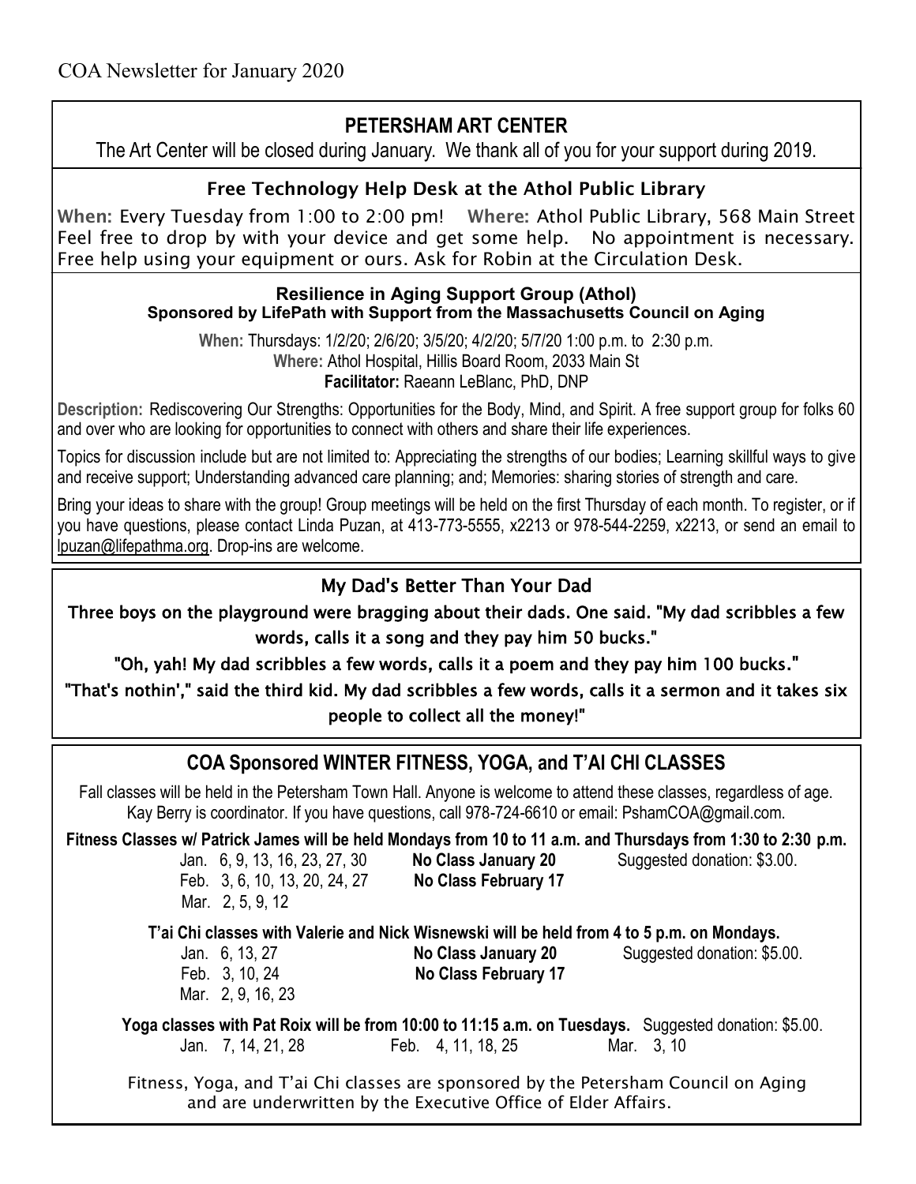COA Newsletter for January 2020

## PETERSHAM ART CENTER

The Art Center will be closed during January. We thank all of you for your support during 2019.

### Free Technology Help Desk at the Athol Public Library

**When:** Every Tuesday from 1:00 to 2:00 pm! **Where:** Athol Public Library, 568 Main Street
Feel free to drop by with your device and get some help. No appointment is necessary. Free help using your equipment or ours. Ask for Robin at the Circulation Desk.

### Resilience in Aging Support Group (Athol)

**Sponsored by LifePath with Support from the Massachusetts Council on Aging**

**When:** Thursdays: 1/2/20; 2/6/20; 3/5/20; 4/2/20; 5/7/20 1:00 p.m. to 2:30 p.m.
**Where:** Athol Hospital, Hillis Board Room, 2033 Main St
**Facilitator:** Raeann LeBlanc, PhD, DNP

**Description:** Rediscovering Our Strengths: Opportunities for the Body, Mind, and Spirit. A free support group for folks 60 and over who are looking for opportunities to connect with others and share their life experiences.

Topics for discussion include but are not limited to: Appreciating the strengths of our bodies; Learning skillful ways to give and receive support; Understanding advanced care planning; and; Memories: sharing stories of strength and care.

Bring your ideas to share with the group! Group meetings will be held on the first Thursday of each month. To register, or if you have questions, please contact Linda Puzan, at 413-773-5555, x2213 or 978-544-2259, x2213, or send an email to lpuzan@lifepathma.org. Drop-ins are welcome.

### My Dad's Better Than Your Dad

Three boys on the playground were bragging about their dads. One said. "My dad scribbles a few words, calls it a song and they pay him 50 bucks."

"Oh, yah! My dad scribbles a few words, calls it a poem and they pay him 100 bucks."

"That's nothin'," said the third kid. My dad scribbles a few words, calls it a sermon and it takes six people to collect all the money!"

## COA Sponsored WINTER FITNESS, YOGA, and T'AI CHI CLASSES

Fall classes will be held in the Petersham Town Hall. Anyone is welcome to attend these classes, regardless of age. Kay Berry is coordinator. If you have questions, call 978-724-6610 or email: PshamCOA@gmail.com.

**Fitness Classes w/ Patrick James will be held Mondays from 10 to 11 a.m. and Thursdays from 1:30 to 2:30 p.m.**

Jan. 6, 9, 13, 16, 23, 27, 30 — **No Class January 20** — Suggested donation: $3.00.
Feb. 3, 6, 10, 13, 20, 24, 27 — **No Class February 17**
Mar. 2, 5, 9, 12

**T'ai Chi classes with Valerie and Nick Wisnewski will be held from 4 to 5 p.m. on Mondays.**

Jan. 6, 13, 27 — **No Class January 20** — Suggested donation: $5.00.
Feb. 3, 10, 24 — **No Class February 17**
Mar. 2, 9, 16, 23

**Yoga classes with Pat Roix will be from 10:00 to 11:15 a.m. on Tuesdays.** Suggested donation: $5.00.

Jan. 7, 14, 21, 28 — Feb. 4, 11, 18, 25 — Mar. 3, 10

Fitness, Yoga, and T'ai Chi classes are sponsored by the Petersham Council on Aging and are underwritten by the Executive Office of Elder Affairs.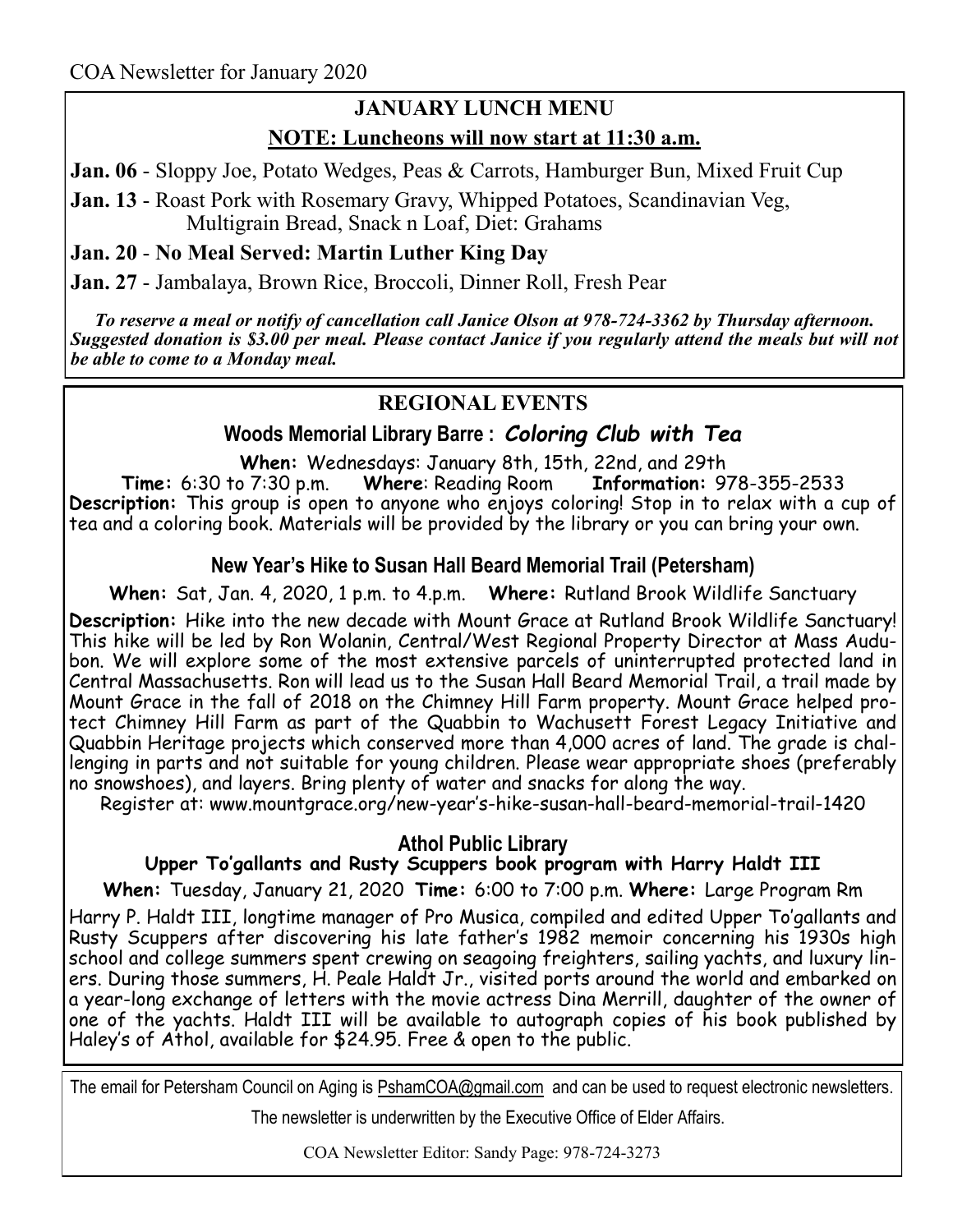COA Newsletter for January 2020

## JANUARY LUNCH MENU

**NOTE: Luncheons will now start at 11:30 a.m.**

**Jan. 06** - Sloppy Joe, Potato Wedges, Peas & Carrots, Hamburger Bun, Mixed Fruit Cup

**Jan. 13** - Roast Pork with Rosemary Gravy, Whipped Potatoes, Scandinavian Veg, Multigrain Bread, Snack n Loaf, Diet: Grahams

**Jan. 20** - **No Meal Served: Martin Luther King Day**

**Jan. 27** - Jambalaya, Brown Rice, Broccoli, Dinner Roll, Fresh Pear

***To reserve a meal or notify of cancellation call Janice Olson at 978-724-3362 by Thursday afternoon. Suggested donation is $3.00 per meal. Please contact Janice if you regularly attend the meals but will not be able to come to a Monday meal.***

## REGIONAL EVENTS

### Woods Memorial Library Barre : *Coloring Club with Tea*

**When:** Wednesdays: January 8th, 15th, 22nd, and 29th

**Time:** 6:30 to 7:30 p.m. **Where**: Reading Room **Information:** 978-355-2533

**Description:** This group is open to anyone who enjoys coloring! Stop in to relax with a cup of tea and a coloring book. Materials will be provided by the library or you can bring your own.

### New Year's Hike to Susan Hall Beard Memorial Trail (Petersham)

**When:** Sat, Jan. 4, 2020, 1 p.m. to 4.p.m. **Where:** Rutland Brook Wildlife Sanctuary

**Description:** Hike into the new decade with Mount Grace at Rutland Brook Wildlife Sanctuary! This hike will be led by Ron Wolanin, Central/West Regional Property Director at Mass Audubon. We will explore some of the most extensive parcels of uninterrupted protected land in Central Massachusetts. Ron will lead us to the Susan Hall Beard Memorial Trail, a trail made by Mount Grace in the fall of 2018 on the Chimney Hill Farm property. Mount Grace helped protect Chimney Hill Farm as part of the Quabbin to Wachusett Forest Legacy Initiative and Quabbin Heritage projects which conserved more than 4,000 acres of land. The grade is challenging in parts and not suitable for young children. Please wear appropriate shoes (preferably no snowshoes), and layers. Bring plenty of water and snacks for along the way.

Register at: www.mountgrace.org/new-year's-hike-susan-hall-beard-memorial-trail-1420

### Athol Public Library

**Upper To'gallants and Rusty Scuppers book program with Harry Haldt III**

**When:** Tuesday, January 21, 2020 **Time:** 6:00 to 7:00 p.m. **Where:** Large Program Rm

Harry P. Haldt III, longtime manager of Pro Musica, compiled and edited Upper To'gallants and Rusty Scuppers after discovering his late father's 1982 memoir concerning his 1930s high school and college summers spent crewing on seagoing freighters, sailing yachts, and luxury liners. During those summers, H. Peale Haldt Jr., visited ports around the world and embarked on a year-long exchange of letters with the movie actress Dina Merrill, daughter of the owner of one of the yachts. Haldt III will be available to autograph copies of his book published by Haley's of Athol, available for $24.95. Free & open to the public.

The email for Petersham Council on Aging is PshamCOA@gmail.com and can be used to request electronic newsletters.

The newsletter is underwritten by the Executive Office of Elder Affairs.

COA Newsletter Editor: Sandy Page: 978-724-3273